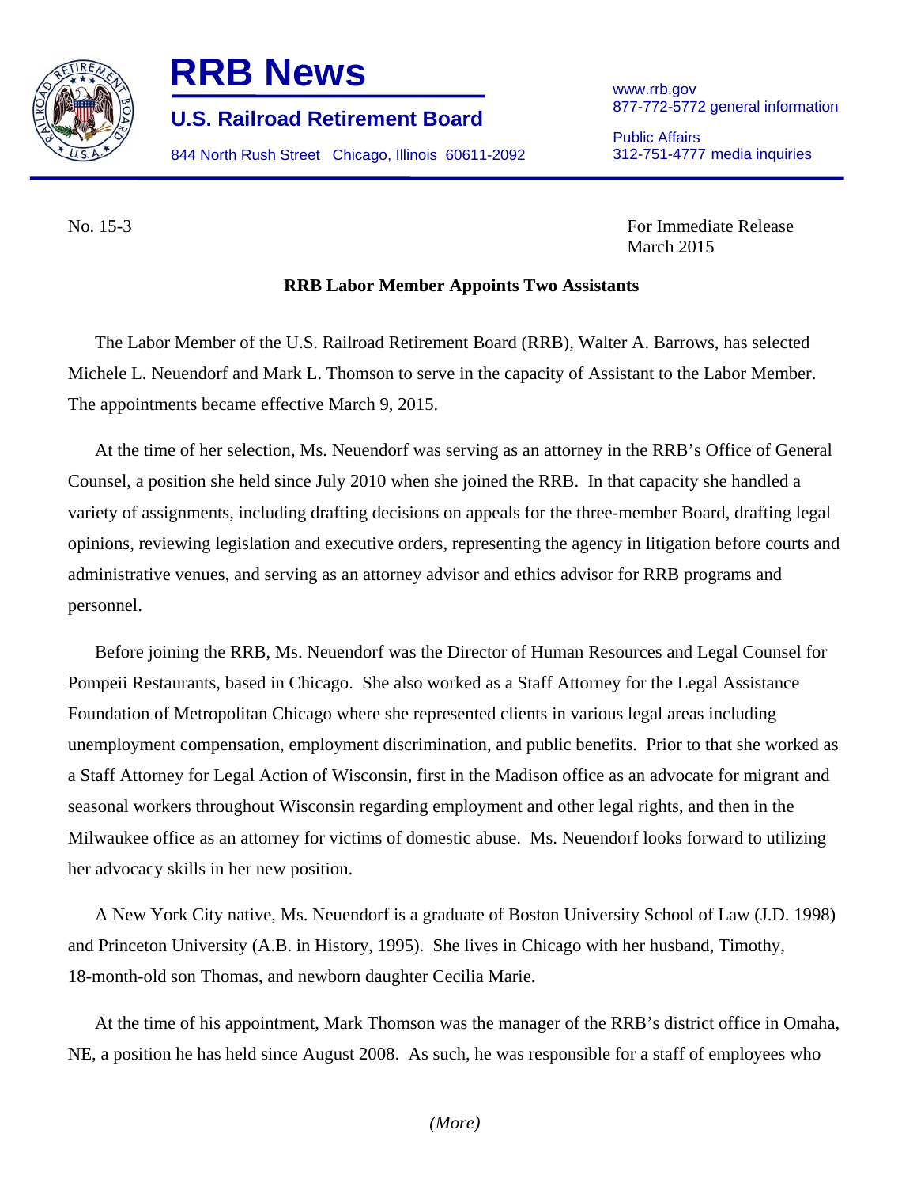# RRB News

## U.S. Railroad Retirement Board

844 North Rush Street Chicago, Illinois 60611-2092

www.rrb.gov
877-772-5772 general information

Public Affairs
312-751-4777 media inquiries

No. 15-3

For Immediate Release
March 2015

**RRB Labor Member Appoints Two Assistants**

The Labor Member of the U.S. Railroad Retirement Board (RRB), Walter A. Barrows, has selected Michele L. Neuendorf and Mark L. Thomson to serve in the capacity of Assistant to the Labor Member. The appointments became effective March 9, 2015.

At the time of her selection, Ms. Neuendorf was serving as an attorney in the RRB's Office of General Counsel, a position she held since July 2010 when she joined the RRB. In that capacity she handled a variety of assignments, including drafting decisions on appeals for the three-member Board, drafting legal opinions, reviewing legislation and executive orders, representing the agency in litigation before courts and administrative venues, and serving as an attorney advisor and ethics advisor for RRB programs and personnel.

Before joining the RRB, Ms. Neuendorf was the Director of Human Resources and Legal Counsel for Pompeii Restaurants, based in Chicago. She also worked as a Staff Attorney for the Legal Assistance Foundation of Metropolitan Chicago where she represented clients in various legal areas including unemployment compensation, employment discrimination, and public benefits. Prior to that she worked as a Staff Attorney for Legal Action of Wisconsin, first in the Madison office as an advocate for migrant and seasonal workers throughout Wisconsin regarding employment and other legal rights, and then in the Milwaukee office as an attorney for victims of domestic abuse. Ms. Neuendorf looks forward to utilizing her advocacy skills in her new position.

A New York City native, Ms. Neuendorf is a graduate of Boston University School of Law (J.D. 1998) and Princeton University (A.B. in History, 1995). She lives in Chicago with her husband, Timothy, 18-month-old son Thomas, and newborn daughter Cecilia Marie.

At the time of his appointment, Mark Thomson was the manager of the RRB's district office in Omaha, NE, a position he has held since August 2008. As such, he was responsible for a staff of employees who

*(More)*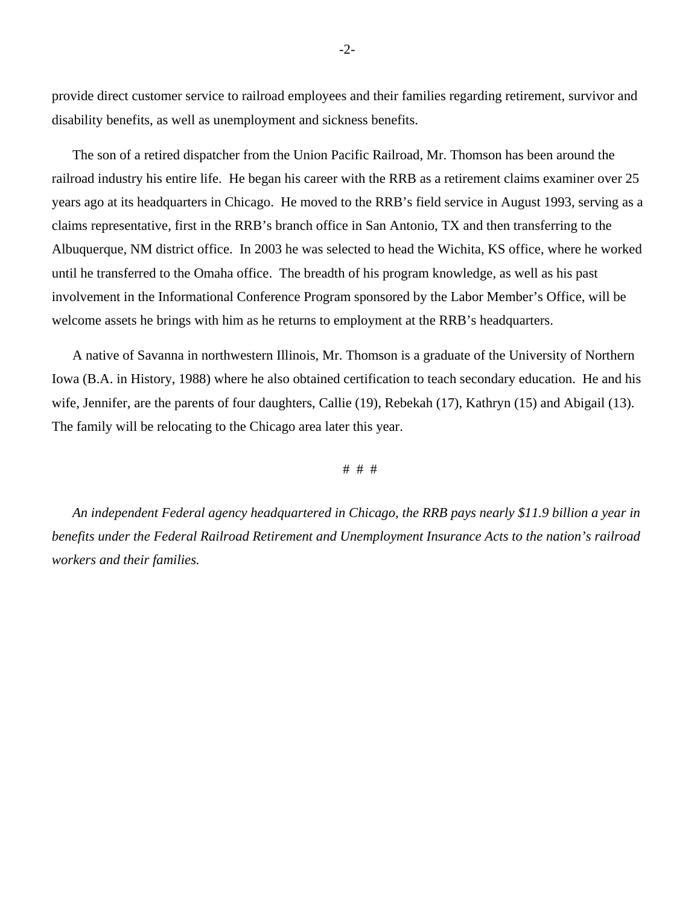provide direct customer service to railroad employees and their families regarding retirement, survivor and disability benefits, as well as unemployment and sickness benefits.

The son of a retired dispatcher from the Union Pacific Railroad, Mr. Thomson has been around the railroad industry his entire life. He began his career with the RRB as a retirement claims examiner over 25 years ago at its headquarters in Chicago. He moved to the RRB's field service in August 1993, serving as a claims representative, first in the RRB's branch office in San Antonio, TX and then transferring to the Albuquerque, NM district office. In 2003 he was selected to head the Wichita, KS office, where he worked until he transferred to the Omaha office. The breadth of his program knowledge, as well as his past involvement in the Informational Conference Program sponsored by the Labor Member's Office, will be welcome assets he brings with him as he returns to employment at the RRB's headquarters.

A native of Savanna in northwestern Illinois, Mr. Thomson is a graduate of the University of Northern Iowa (B.A. in History, 1988) where he also obtained certification to teach secondary education. He and his wife, Jennifer, are the parents of four daughters, Callie (19), Rebekah (17), Kathryn (15) and Abigail (13). The family will be relocating to the Chicago area later this year.

# # #

*An independent Federal agency headquartered in Chicago, the RRB pays nearly $11.9 billion a year in benefits under the Federal Railroad Retirement and Unemployment Insurance Acts to the nation's railroad workers and their families.*